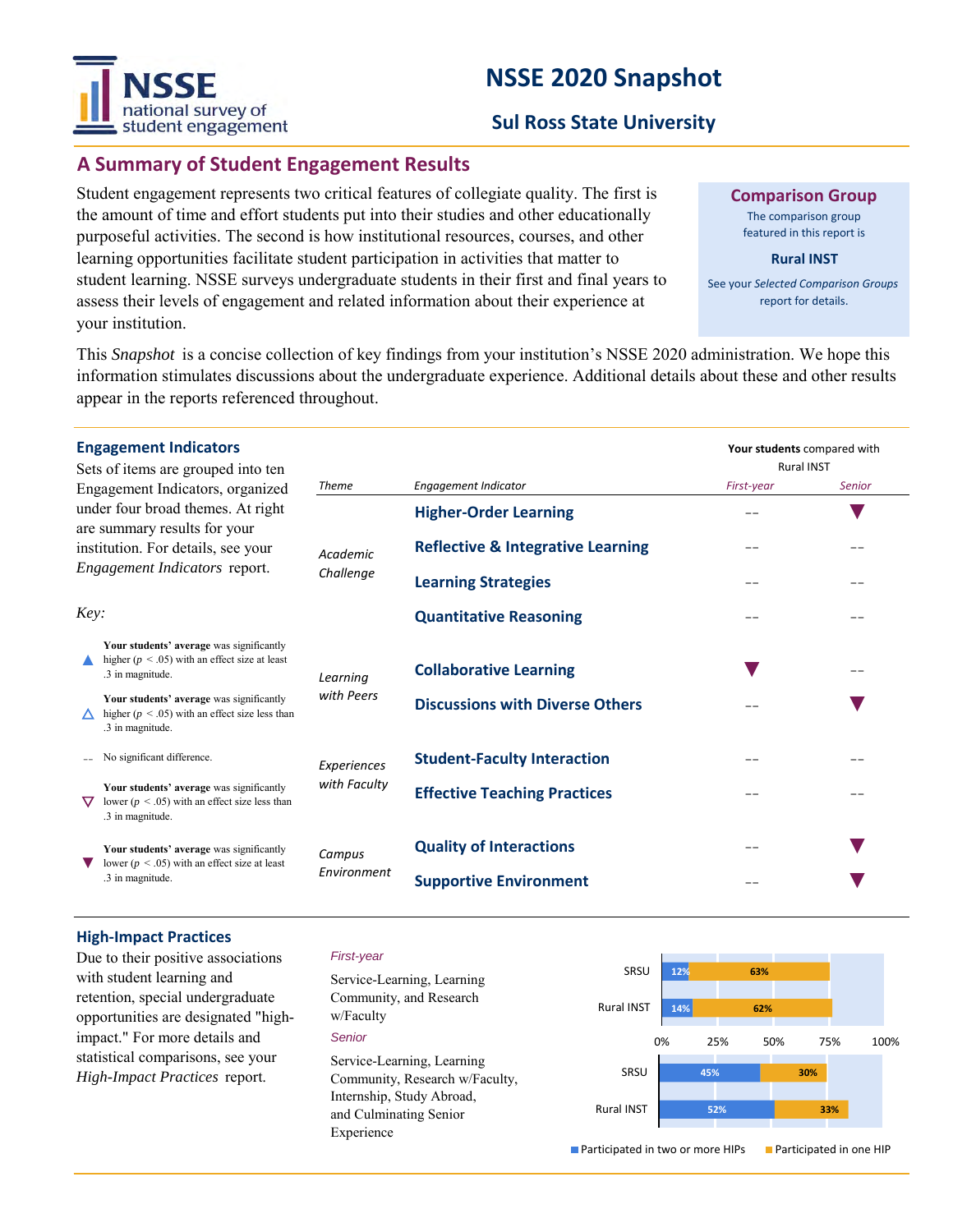# NSSE 2020 Snapshot

## Sul Ross State University

## A Summary of Student Engagement Results

Student engagement represents two critical features of collegiate quality. The first is the amount of time and effort students put into their studies and other educationally purposeful activities. The second is how institutional resources, courses, and other learning opportunities facilitate student participation in activities that matter to student learning. NSSE surveys undergraduate students in their first and final years to assess their levels of engagement and related information about their experience at your institution.

**Comparison Group**

The comparison group featured in this report is

**Rural INST**

See your *Selected Comparison Groups* report for details.

This *Snapshot* is a concise collection of key findings from your institution's NSSE 2020 administration. We hope this information stimulates discussions about the undergraduate experience. Additional details about these and other results appear in the reports referenced throughout.

### Engagement Indicators

Sets of items are grouped into ten Engagement Indicators, organized under four broad themes. At right are summary results for your institution. For details, see your *Engagement Indicators* report.

**Your students** compared with Rural INST

| *Theme* | *Engagement Indicator* | *First-year* | *Senior* |
|---|---|---|---|
| *Academic Challenge* | **Higher-Order Learning** | -- | ▼ |
| | **Reflective & Integrative Learning** | -- | -- |
| | **Learning Strategies** | -- | -- |
| | **Quantitative Reasoning** | -- | -- |
| *Learning with Peers* | **Collaborative Learning** | ▼ | -- |
| | **Discussions with Diverse Others** | -- | ▼ |
| *Experiences with Faculty* | **Student-Faculty Interaction** | -- | -- |
| | **Effective Teaching Practices** | -- | -- |
| *Campus Environment* | **Quality of Interactions** | -- | ▼ |
| | **Supportive Environment** | -- | ▼ |

*Key:*

- ▲ **Your students' average** was significantly higher ($p < .05$) with an effect size at least .3 in magnitude.
- △ **Your students' average** was significantly higher ($p < .05$) with an effect size less than .3 in magnitude.
- -- No significant difference.
- ▽ **Your students' average** was significantly lower ($p < .05$) with an effect size less than .3 in magnitude.
- ▼ **Your students' average** was significantly lower ($p < .05$) with an effect size at least .3 in magnitude.

### High-Impact Practices

Due to their positive associations with student learning and retention, special undergraduate opportunities are designated "high-impact." For more details and statistical comparisons, see your *High-Impact Practices* report.

*First-year*

Service-Learning, Learning Community, and Research w/Faculty

*Senior*

Service-Learning, Learning Community, Research w/Faculty, Internship, Study Abroad, and Culminating Senior Experience

| | Group | Participated in two or more HIPs | Participated in one HIP |
|---|---|---|---|
| First-year | SRSU | 12% | 63% |
| | Rural INST | 14% | 62% |
| Senior | SRSU | 45% | 30% |
| | Rural INST | 52% | 33% |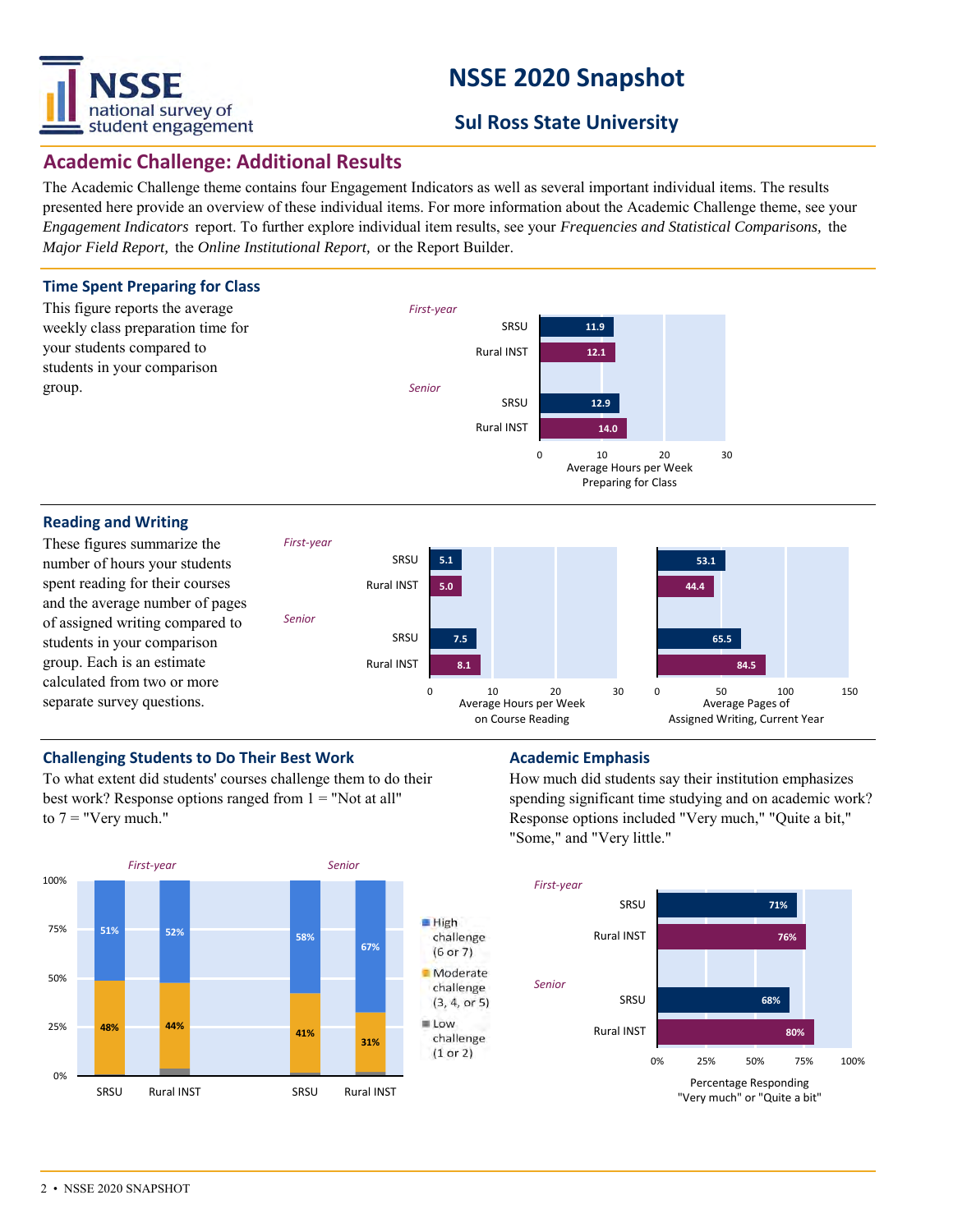# NSSE 2020 Snapshot

## Sul Ross State University

## Academic Challenge: Additional Results

The Academic Challenge theme contains four Engagement Indicators as well as several important individual items. The results presented here provide an overview of these individual items. For more information about the Academic Challenge theme, see your *Engagement Indicators* report. To further explore individual item results, see your *Frequencies and Statistical Comparisons,* the *Major Field Report,* the *Online Institutional Report,* or the Report Builder.

### Time Spent Preparing for Class

This figure reports the average weekly class preparation time for your students compared to students in your comparison group.

| | | Average Hours per Week Preparing for Class |
|---|---|---|
| *First-year* | SRSU | 11.9 |
| | Rural INST | 12.1 |
| *Senior* | SRSU | 12.9 |
| | Rural INST | 14.0 |

### Reading and Writing

These figures summarize the number of hours your students spent reading for their courses and the average number of pages of assigned writing compared to students in your comparison group. Each is an estimate calculated from two or more separate survey questions.

| | | Average Hours per Week on Course Reading | Average Pages of Assigned Writing, Current Year |
|---|---|---|---|
| *First-year* | SRSU | 5.1 | 53.1 |
| | Rural INST | 5.0 | 44.4 |
| *Senior* | SRSU | 7.5 | 65.5 |
| | Rural INST | 8.1 | 84.5 |

### Challenging Students to Do Their Best Work

To what extent did students' courses challenge them to do their best work? Response options ranged from 1 = "Not at all" to 7 = "Very much."

| | | High challenge (6 or 7) | Moderate challenge (3, 4, or 5) | Low challenge (1 or 2) |
|---|---|---|---|---|
| *First-year* | SRSU | 51% | 48% | |
| | Rural INST | 52% | 44% | |
| *Senior* | SRSU | 58% | 41% | |
| | Rural INST | 67% | 31% | |

### Academic Emphasis

How much did students say their institution emphasizes spending significant time studying and on academic work? Response options included "Very much," "Quite a bit," "Some," and "Very little."

| | | Percentage Responding "Very much" or "Quite a bit" |
|---|---|---|
| *First-year* | SRSU | 71% |
| | Rural INST | 76% |
| *Senior* | SRSU | 68% |
| | Rural INST | 80% |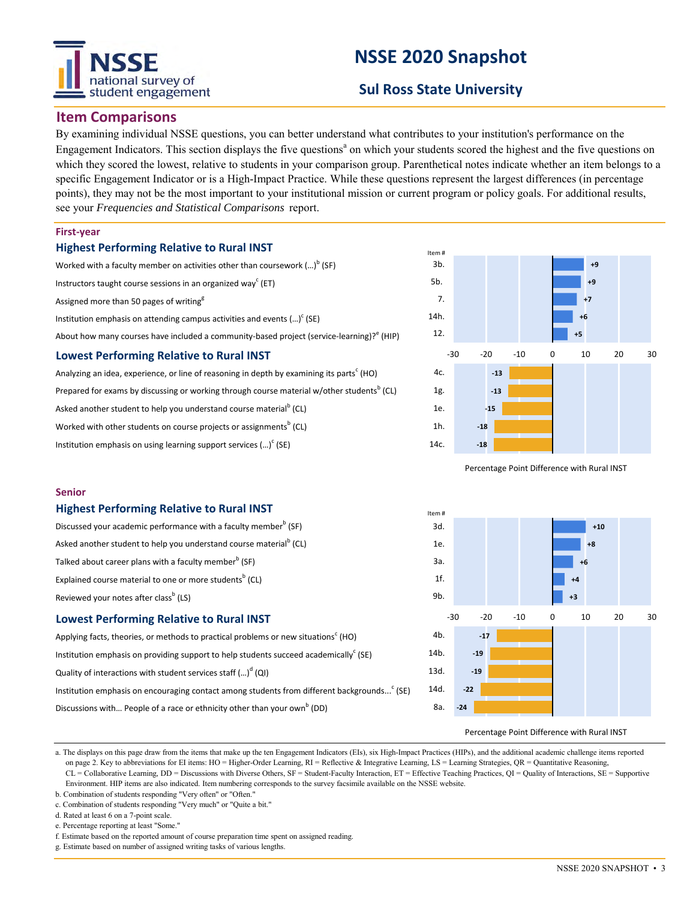# NSSE 2020 Snapshot

## Sul Ross State University

## Item Comparisons

By examining individual NSSE questions, you can better understand what contributes to your institution's performance on the Engagement Indicators. This section displays the five questions[a] on which your students scored the highest and the five questions on which they scored the lowest, relative to students in your comparison group. Parenthetical notes indicate whether an item belongs to a specific Engagement Indicator or is a High-Impact Practice. While these questions represent the largest differences (in percentage points), they may not be the most important to your institutional mission or current program or policy goals. For additional results, see your *Frequencies and Statistical Comparisons* report.

### First-year

#### Highest Performing Relative to Rural INST

| Item | Item # | Percentage Point Difference with Rural INST |
|---|---|---|
| Worked with a faculty member on activities other than coursework (...)[b] (SF) | 3b. | +9 |
| Instructors taught course sessions in an organized way[c] (ET) | 5b. | +9 |
| Assigned more than 50 pages of writing[g] | 7. | +7 |
| Institution emphasis on attending campus activities and events (...)[c] (SE) | 14h. | +6 |
| About how many courses have included a community-based project (service-learning)?[e] (HIP) | 12. | +5 |

#### Lowest Performing Relative to Rural INST

| Item | Item # | Percentage Point Difference with Rural INST |
|---|---|---|
| Analyzing an idea, experience, or line of reasoning in depth by examining its parts[c] (HO) | 4c. | -13 |
| Prepared for exams by discussing or working through course material w/other students[b] (CL) | 1g. | -13 |
| Asked another student to help you understand course material[b] (CL) | 1e. | -15 |
| Worked with other students on course projects or assignments[b] (CL) | 1h. | -18 |
| Institution emphasis on using learning support services (...)[c] (SE) | 14c. | -18 |

### Senior

#### Highest Performing Relative to Rural INST

| Item | Item # | Percentage Point Difference with Rural INST |
|---|---|---|
| Discussed your academic performance with a faculty member[b] (SF) | 3d. | +10 |
| Asked another student to help you understand course material[b] (CL) | 1e. | +8 |
| Talked about career plans with a faculty member[b] (SF) | 3a. | +6 |
| Explained course material to one or more students[b] (CL) | 1f. | +4 |
| Reviewed your notes after class[b] (LS) | 9b. | +3 |

#### Lowest Performing Relative to Rural INST

| Item | Item # | Percentage Point Difference with Rural INST |
|---|---|---|
| Applying facts, theories, or methods to practical problems or new situations[c] (HO) | 4b. | -17 |
| Institution emphasis on providing support to help students succeed academically[c] (SE) | 14b. | -19 |
| Quality of interactions with student services staff (...)[d] (QI) | 13d. | -19 |
| Institution emphasis on encouraging contact among students from different backgrounds...[c] (SE) | 14d. | -22 |
| Discussions with... People of a race or ethnicity other than your own[b] (DD) | 8a. | -24 |

a. The displays on this page draw from the items that make up the ten Engagement Indicators (EIs), six High-Impact Practices (HIPs), and the additional academic challenge items reported on page 2. Key to abbreviations for EI items: HO = Higher-Order Learning, RI = Reflective & Integrative Learning, LS = Learning Strategies, QR = Quantitative Reasoning, CL = Collaborative Learning, DD = Discussions with Diverse Others, SF = Student-Faculty Interaction, ET = Effective Teaching Practices, QI = Quality of Interactions, SE = Supportive Environment. HIP items are also indicated. Item numbering corresponds to the survey facsimile available on the NSSE website.

b. Combination of students responding "Very often" or "Often."

c. Combination of students responding "Very much" or "Quite a bit."

d. Rated at least 6 on a 7-point scale.

e. Percentage reporting at least "Some."

f. Estimate based on the reported amount of course preparation time spent on assigned reading.

g. Estimate based on number of assigned writing tasks of various lengths.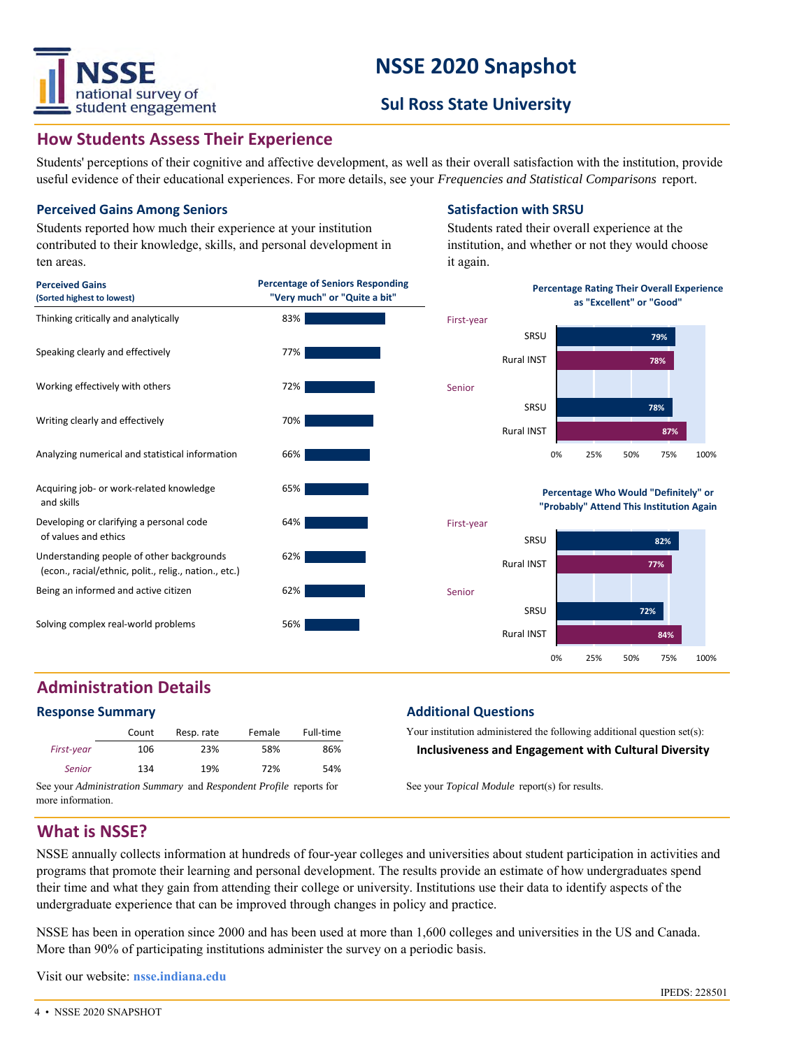# NSSE 2020 Snapshot

## Sul Ross State University

## How Students Assess Their Experience

Students' perceptions of their cognitive and affective development, as well as their overall satisfaction with the institution, provide useful evidence of their educational experiences. For more details, see your *Frequencies and Statistical Comparisons* report.

### Perceived Gains Among Seniors

Students reported how much their experience at your institution contributed to their knowledge, skills, and personal development in ten areas.

Perceived Gains (Sorted highest to lowest)
Percentage of Seniors Responding "Very much" or "Quite a bit"

Thinking critically and analytically 83%
Speaking clearly and effectively 77%
Working effectively with others 72%
Writing clearly and effectively 70%
Analyzing numerical and statistical information 66%
Acquiring job- or work-related knowledge and skills 65%
Developing or clarifying a personal code of values and ethics 64%
Understanding people of other backgrounds (econ., racial/ethnic, polit., relig., nation., etc.) 62%
Being an informed and active citizen 62%
Solving complex real-world problems 56%

### Satisfaction with SRSU

Students rated their overall experience at the institution, and whether or not they would choose it again.

Percentage Rating Their Overall Experience as "Excellent" or "Good"

First-year
SRSU 79%
Rural INST 78%
Senior
SRSU 78%
Rural INST 87%

0% 25% 50% 75% 100%

Percentage Who Would "Definitely" or "Probably" Attend This Institution Again

First-year
SRSU 82%
Rural INST 77%
Senior
SRSU 72%
Rural INST 84%

0% 25% 50% 75% 100%

## Administration Details

### Response Summary

| | Count | Resp. rate | Female | Full-time |
|---|---|---|---|---|
| *First-year* | 106 | 23% | 58% | 86% |
| *Senior* | 134 | 19% | 72% | 54% |

See your *Administration Summary* and *Respondent Profile* reports for more information.

### Additional Questions

Your institution administered the following additional question set(s):

**Inclusiveness and Engagement with Cultural Diversity**

See your *Topical Module* report(s) for results.

## What is NSSE?

NSSE annually collects information at hundreds of four-year colleges and universities about student participation in activities and programs that promote their learning and personal development. The results provide an estimate of how undergraduates spend their time and what they gain from attending their college or university. Institutions use their data to identify aspects of the undergraduate experience that can be improved through changes in policy and practice.

NSSE has been in operation since 2000 and has been used at more than 1,600 colleges and universities in the US and Canada. More than 90% of participating institutions administer the survey on a periodic basis.

Visit our website: **nsse.indiana.edu**

IPEDS: 228501